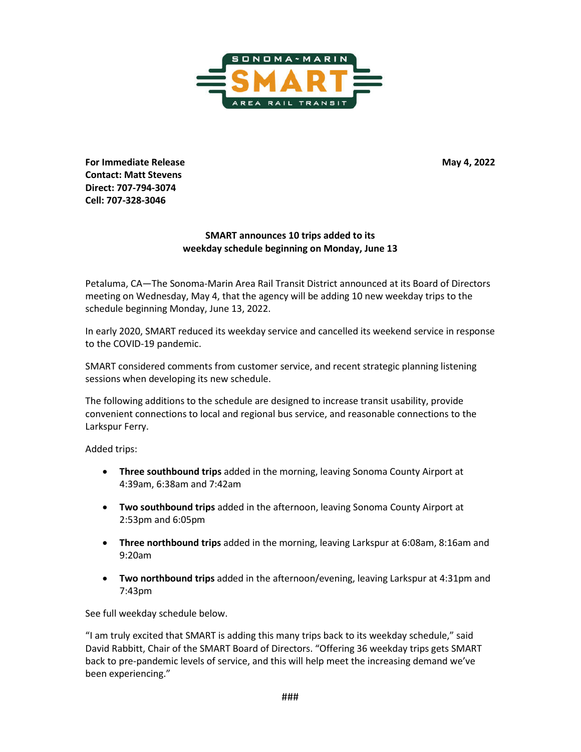SONOMA-MARIN
SMART
AREA RAIL TRANSIT

**For Immediate Release** **May 4, 2022**
**Contact: Matt Stevens**
**Direct: 707-794-3074**
**Cell: 707-328-3046**

**SMART announces 10 trips added to its weekday schedule beginning on Monday, June 13**

Petaluma, CA—The Sonoma-Marin Area Rail Transit District announced at its Board of Directors meeting on Wednesday, May 4, that the agency will be adding 10 new weekday trips to the schedule beginning Monday, June 13, 2022.

In early 2020, SMART reduced its weekday service and cancelled its weekend service in response to the COVID-19 pandemic.

SMART considered comments from customer service, and recent strategic planning listening sessions when developing its new schedule.

The following additions to the schedule are designed to increase transit usability, provide convenient connections to local and regional bus service, and reasonable connections to the Larkspur Ferry.

Added trips:

- **Three southbound trips** added in the morning, leaving Sonoma County Airport at 4:39am, 6:38am and 7:42am
- **Two southbound trips** added in the afternoon, leaving Sonoma County Airport at 2:53pm and 6:05pm
- **Three northbound trips** added in the morning, leaving Larkspur at 6:08am, 8:16am and 9:20am
- **Two northbound trips** added in the afternoon/evening, leaving Larkspur at 4:31pm and 7:43pm

See full weekday schedule below.

"I am truly excited that SMART is adding this many trips back to its weekday schedule," said David Rabbitt, Chair of the SMART Board of Directors. "Offering 36 weekday trips gets SMART back to pre-pandemic levels of service, and this will help meet the increasing demand we've been experiencing."

###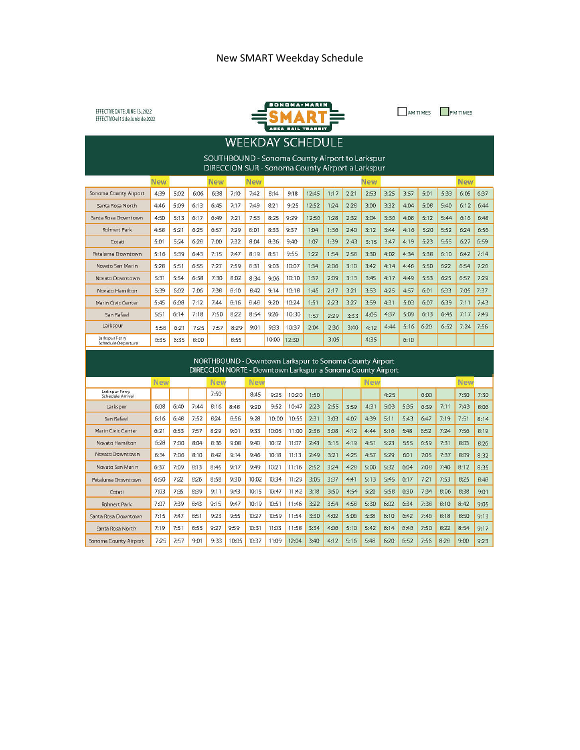# New SMART Weekday Schedule

EFFECTIVE DATE: JUNE 13, 2022
EFFECTIVO el 13 de Junio de 2022

SONOMA-MARIN SMART AREA RAIL TRANSIT

AM TIMES PM TIMES

## WEEKDAY SCHEDULE

### SOUTHBOUND - Sonoma County Airport to Larkspur
### DIRECCION SUR - Sonoma County Airport a Larkspur

| | New | | | New | | New | | | | | | New | | | | | New | |
|---|---|---|---|---|---|---|---|---|---|---|---|---|---|---|---|---|---|---|
| Sonoma County Airport | 4:39 | 5:02 | 6:06 | 6:38 | 7:10 | 7:42 | 8:14 | 9:18 | 12:45 | 1:17 | 2:21 | 2:53 | 3:25 | 3:57 | 5:01 | 5:33 | 6:05 | 6:37 |
| Santa Rosa North | 4:46 | 5:09 | 6:13 | 6:45 | 7:17 | 7:49 | 8:21 | 9:25 | 12:52 | 1:24 | 2:28 | 3:00 | 3:32 | 4:04 | 5:08 | 5:40 | 6:12 | 6:44 |
| Santa Rosa Downtown | 4:50 | 5:13 | 6:17 | 6:49 | 7:21 | 7:53 | 8:25 | 9:29 | 12:56 | 1:28 | 2:32 | 3:04 | 3:36 | 4:08 | 5:12 | 5:44 | 6:16 | 6:48 |
| Rohnert Park | 4:58 | 5:21 | 6:25 | 6:57 | 7:29 | 8:01 | 8:33 | 9:37 | 1:04 | 1:36 | 2:40 | 3:12 | 3:44 | 4:16 | 5:20 | 5:52 | 6:24 | 6:56 |
| Cotati | 5:01 | 5:24 | 6:28 | 7:00 | 7:32 | 8:04 | 8:36 | 9:40 | 1:07 | 1:39 | 2:43 | 3:15 | 3:47 | 4:19 | 5:23 | 5:55 | 6:27 | 6:59 |
| Petaluma Downtown | 5:16 | 5:39 | 6:43 | 7:15 | 7:47 | 8:19 | 8:51 | 9:55 | 1:22 | 1:54 | 2:58 | 3:30 | 4:02 | 4:34 | 5:38 | 6:10 | 6:42 | 7:14 |
| Novato San Marin | 5:28 | 5:51 | 6:55 | 7:27 | 7:59 | 8:31 | 9:03 | 10:07 | 1:34 | 2:06 | 3:10 | 3:42 | 4:14 | 4:46 | 5:50 | 6:22 | 6:54 | 7:26 |
| Novato Downtown | 5:31 | 5:54 | 6:58 | 7:30 | 8:02 | 8:34 | 9:06 | 10:10 | 1:37 | 2:09 | 3:13 | 3:45 | 4:17 | 4:49 | 5:53 | 6:25 | 6:57 | 7:29 |
| Novato Hamilton | 5:39 | 6:02 | 7:06 | 7:38 | 8:10 | 8:42 | 9:14 | 10:18 | 1:45 | 2:17 | 3:21 | 3:53 | 4:25 | 4:57 | 6:01 | 6:33 | 7:05 | 7:37 |
| Marin Civic Center | 5:45 | 6:08 | 7:12 | 7:44 | 8:16 | 8:48 | 9:20 | 10:24 | 1:51 | 2:23 | 3:27 | 3:59 | 4:31 | 5:03 | 6:07 | 6:39 | 7:11 | 7:43 |
| San Rafael | 5:51 | 6:14 | 7:18 | 7:50 | 8:22 | 8:54 | 9:26 | 10:30 | 1:57 | 2:29 | 3:33 | 4:05 | 4:37 | 5:09 | 6:13 | 6:45 | 7:17 | 7:49 |
| Larkspur | 5:58 | 6:21 | 7:25 | 7:57 | 8:29 | 9:01 | 9:33 | 10:37 | 2:04 | 2:36 | 3:40 | 4:12 | 4:44 | 5:16 | 6:20 | 6:52 | 7:24 | 7:56 |
| Larkspur Ferry Schedule Departure | 8:35 | 8:35 | 8:00 | | 8:55 | | 10:00 | 12:30 | | 3:05 | | 4:35 | | 6:10 | | | | |

### NORTHBOUND - Downtown Larkspur to Sonoma County Airport
### DIRECCION NORTE - Downtown Larkspur a Sonoma County Airport

| | New | | | New | | New | | | | | | New | | | | | New | |
|---|---|---|---|---|---|---|---|---|---|---|---|---|---|---|---|---|---|---|
| Larkspur Ferry Schedule Arrival | | | | 7:50 | | 8:45 | 9:25 | 10:20 | 1:50 | | | | 4:25 | | 6:00 | | 7:30 | 7:30 |
| Larkspur | 6:08 | 6:40 | 7:44 | 8:16 | 8:48 | 9:20 | 9:52 | 10:47 | 2:23 | 2:55 | 3:59 | 4:31 | 5:03 | 5:35 | 6:39 | 7:11 | 7:43 | 8:06 |
| San Rafael | 6:16 | 6:48 | 7:52 | 8:24 | 8:56 | 9:28 | 10:00 | 10:55 | 2:31 | 3:03 | 4:07 | 4:39 | 5:11 | 5:43 | 6:47 | 7:19 | 7:51 | 8:14 |
| Marin Civic Center | 6:21 | 6:53 | 7:57 | 8:29 | 9:01 | 9:33 | 10:05 | 11:00 | 2:36 | 3:08 | 4:12 | 4:44 | 5:16 | 5:48 | 6:52 | 7:24 | 7:56 | 8:19 |
| Novato Hamilton | 6:28 | 7:00 | 8:04 | 8:36 | 9:08 | 9:40 | 10:12 | 11:07 | 2:43 | 3:15 | 4:19 | 4:51 | 5:23 | 5:55 | 6:59 | 7:31 | 8:03 | 8:26 |
| Novato Downtown | 6:34 | 7:06 | 8:10 | 8:42 | 9:14 | 9:46 | 10:18 | 11:13 | 2:49 | 3:21 | 4:25 | 4:57 | 5:29 | 6:01 | 7:05 | 7:37 | 8:09 | 8:32 |
| Novato San Marin | 6:37 | 7:09 | 8:13 | 8:45 | 9:17 | 9:49 | 10:21 | 11:16 | 2:52 | 3:24 | 4:28 | 5:00 | 5:32 | 6:04 | 7:08 | 7:40 | 8:12 | 8:35 |
| Petaluma Downtown | 6:50 | 7:22 | 8:26 | 8:58 | 9:30 | 10:02 | 10:34 | 11:29 | 3:05 | 3:37 | 4:41 | 5:13 | 5:45 | 6:17 | 7:21 | 7:53 | 8:25 | 8:48 |
| Cotati | 7:03 | 7:35 | 8:39 | 9:11 | 9:43 | 10:15 | 10:47 | 11:42 | 3:18 | 3:50 | 4:54 | 5:26 | 5:58 | 6:30 | 7:34 | 8:06 | 8:38 | 9:01 |
| Rohnert Park | 7:07 | 7:39 | 8:43 | 9:15 | 9:47 | 10:19 | 10:51 | 11:46 | 3:22 | 3:54 | 4:58 | 5:30 | 6:02 | 6:34 | 7:38 | 8:10 | 8:42 | 9:05 |
| Santa Rosa Downtown | 7:15 | 7:47 | 8:51 | 9:23 | 9:55 | 10:27 | 10:59 | 11:54 | 3:30 | 4:02 | 5:06 | 5:38 | 6:10 | 6:42 | 7:46 | 8:18 | 8:50 | 9:13 |
| Santa Rosa North | 7:19 | 7:51 | 8:55 | 9:27 | 9:59 | 10:31 | 11:03 | 11:58 | 3:34 | 4:06 | 5:10 | 5:42 | 6:14 | 6:46 | 7:50 | 8:22 | 8:54 | 9:17 |
| Sonoma County Airport | 7:25 | 7:57 | 9:01 | 9:33 | 10:05 | 10:37 | 11:09 | 12:04 | 3:40 | 4:12 | 5:16 | 5:48 | 6:20 | 6:52 | 7:56 | 8:28 | 9:00 | 9:23 |